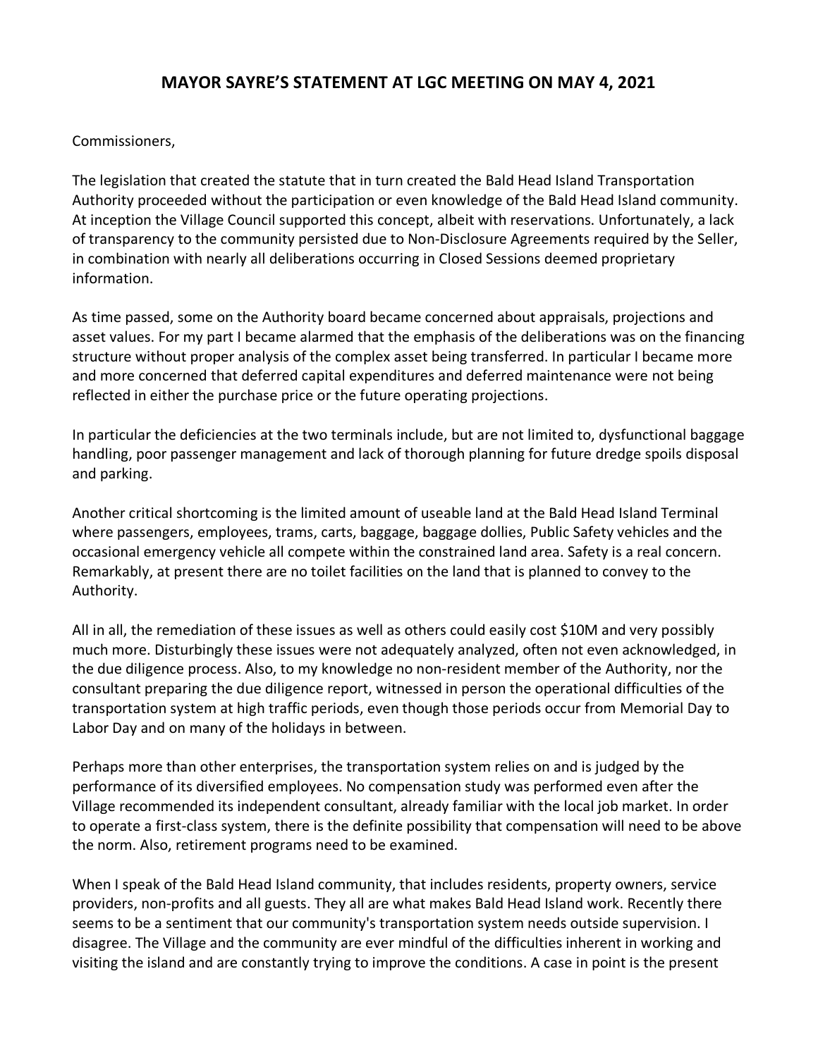# MAYOR SAYRE'S STATEMENT AT LGC MEETING ON MAY 4, 2021

Commissioners,

The legislation that created the statute that in turn created the Bald Head Island Transportation Authority proceeded without the participation or even knowledge of the Bald Head Island community. At inception the Village Council supported this concept, albeit with reservations. Unfortunately, a lack of transparency to the community persisted due to Non-Disclosure Agreements required by the Seller, in combination with nearly all deliberations occurring in Closed Sessions deemed proprietary information.

As time passed, some on the Authority board became concerned about appraisals, projections and asset values. For my part I became alarmed that the emphasis of the deliberations was on the financing structure without proper analysis of the complex asset being transferred. In particular I became more and more concerned that deferred capital expenditures and deferred maintenance were not being reflected in either the purchase price or the future operating projections.

In particular the deficiencies at the two terminals include, but are not limited to, dysfunctional baggage handling, poor passenger management and lack of thorough planning for future dredge spoils disposal and parking.

Another critical shortcoming is the limited amount of useable land at the Bald Head Island Terminal where passengers, employees, trams, carts, baggage, baggage dollies, Public Safety vehicles and the occasional emergency vehicle all compete within the constrained land area. Safety is a real concern. Remarkably, at present there are no toilet facilities on the land that is planned to convey to the Authority.

All in all, the remediation of these issues as well as others could easily cost $10M and very possibly much more. Disturbingly these issues were not adequately analyzed, often not even acknowledged, in the due diligence process. Also, to my knowledge no non-resident member of the Authority, nor the consultant preparing the due diligence report, witnessed in person the operational difficulties of the transportation system at high traffic periods, even though those periods occur from Memorial Day to Labor Day and on many of the holidays in between.

Perhaps more than other enterprises, the transportation system relies on and is judged by the performance of its diversified employees. No compensation study was performed even after the Village recommended its independent consultant, already familiar with the local job market. In order to operate a first-class system, there is the definite possibility that compensation will need to be above the norm. Also, retirement programs need to be examined.

When I speak of the Bald Head Island community, that includes residents, property owners, service providers, non-profits and all guests. They all are what makes Bald Head Island work. Recently there seems to be a sentiment that our community's transportation system needs outside supervision. I disagree. The Village and the community are ever mindful of the difficulties inherent in working and visiting the island and are constantly trying to improve the conditions. A case in point is the present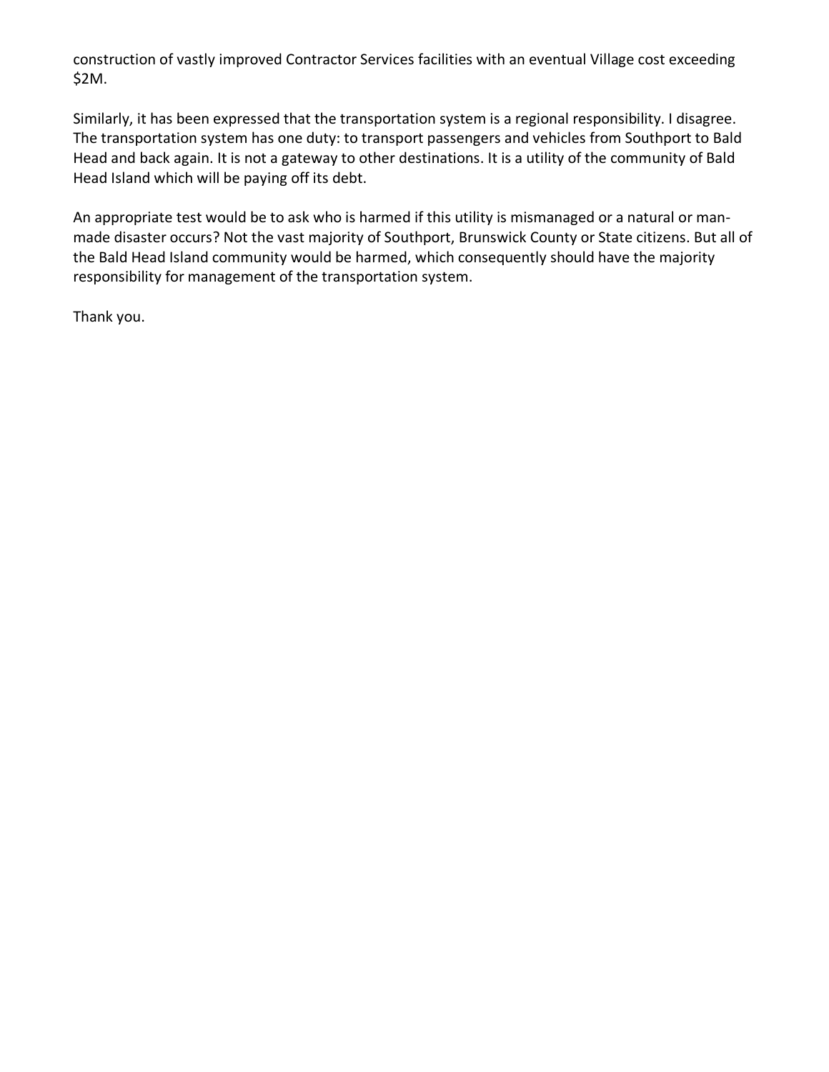construction of vastly improved Contractor Services facilities with an eventual Village cost exceeding $2M.

Similarly, it has been expressed that the transportation system is a regional responsibility. I disagree. The transportation system has one duty: to transport passengers and vehicles from Southport to Bald Head and back again. It is not a gateway to other destinations. It is a utility of the community of Bald Head Island which will be paying off its debt.

An appropriate test would be to ask who is harmed if this utility is mismanaged or a natural or man-made disaster occurs? Not the vast majority of Southport, Brunswick County or State citizens. But all of the Bald Head Island community would be harmed, which consequently should have the majority responsibility for management of the transportation system.

Thank you.